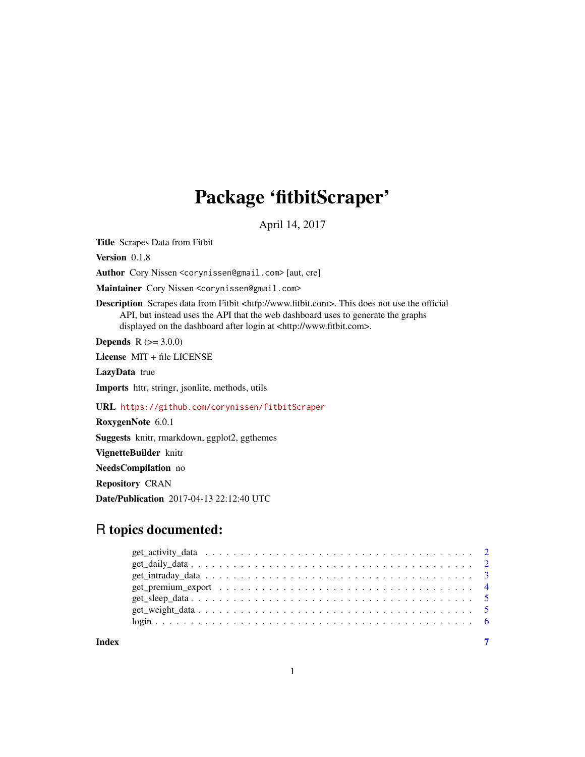# Package 'fitbitScraper'

April 14, 2017

**Title** Scrapes Data from Fitbit

**Version** 0.1.8

**Author** Cory Nissen <corynissen@gmail.com> [aut, cre]

**Maintainer** Cory Nissen <corynissen@gmail.com>

**Description** Scrapes data from Fitbit <http://www.fitbit.com>. This does not use the official API, but instead uses the API that the web dashboard uses to generate the graphs displayed on the dashboard after login at <http://www.fitbit.com>.

**Depends** R (>= 3.0.0)

**License** MIT + file LICENSE

**LazyData** true

**Imports** httr, stringr, jsonlite, methods, utils

**URL** https://github.com/corynissen/fitbitScraper

**RoxygenNote** 6.0.1

**Suggests** knitr, rmarkdown, ggplot2, ggthemes

**VignetteBuilder** knitr

**NeedsCompilation** no

**Repository** CRAN

**Date/Publication** 2017-04-13 22:12:40 UTC

## R topics documented:

- get_activity_data . . . . . . . . . . . . . . . . . . . . . . . . . . . . . . . . . . . . 2
- get_daily_data . . . . . . . . . . . . . . . . . . . . . . . . . . . . . . . . . . . . . . 2
- get_intraday_data . . . . . . . . . . . . . . . . . . . . . . . . . . . . . . . . . . . . 3
- get_premium_export . . . . . . . . . . . . . . . . . . . . . . . . . . . . . . . . . . . 4
- get_sleep_data . . . . . . . . . . . . . . . . . . . . . . . . . . . . . . . . . . . . . . 5
- get_weight_data . . . . . . . . . . . . . . . . . . . . . . . . . . . . . . . . . . . . . 5
- login . . . . . . . . . . . . . . . . . . . . . . . . . . . . . . . . . . . . . . . . . . . 6

**Index** 7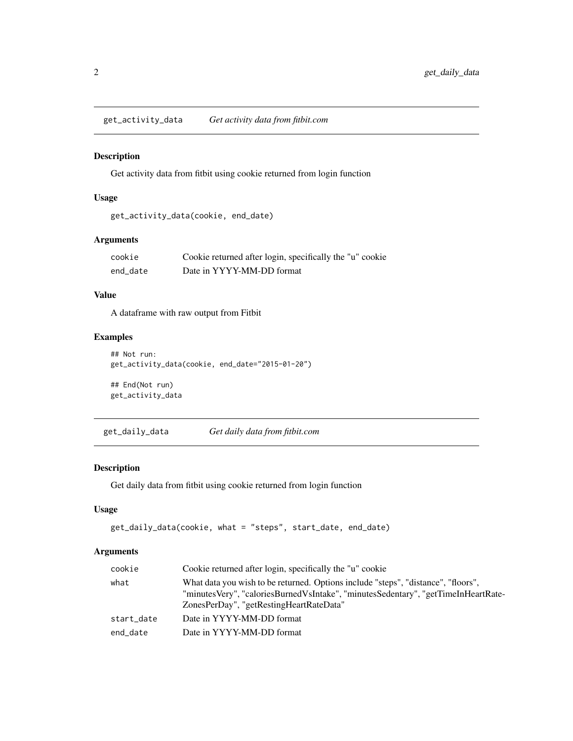## get_activity_data *Get activity data from fitbit.com*

### Description

Get activity data from fitbit using cookie returned from login function

### Usage

```
get_activity_data(cookie, end_date)
```

### Arguments

| | |
|---|---|
| cookie | Cookie returned after login, specifically the "u" cookie |
| end_date | Date in YYYY-MM-DD format |

### Value

A dataframe with raw output from Fitbit

### Examples

```
## Not run:
get_activity_data(cookie, end_date="2015-01-20")

## End(Not run)
get_activity_data
```

## get_daily_data *Get daily data from fitbit.com*

### Description

Get daily data from fitbit using cookie returned from login function

### Usage

```
get_daily_data(cookie, what = "steps", start_date, end_date)
```

### Arguments

| | |
|---|---|
| cookie | Cookie returned after login, specifically the "u" cookie |
| what | What data you wish to be returned. Options include "steps", "distance", "floors", "minutesVery", "caloriesBurnedVsIntake", "minutesSedentary", "getTimeInHeartRateZonesPerDay", "getRestingHeartRateData" |
| start_date | Date in YYYY-MM-DD format |
| end_date | Date in YYYY-MM-DD format |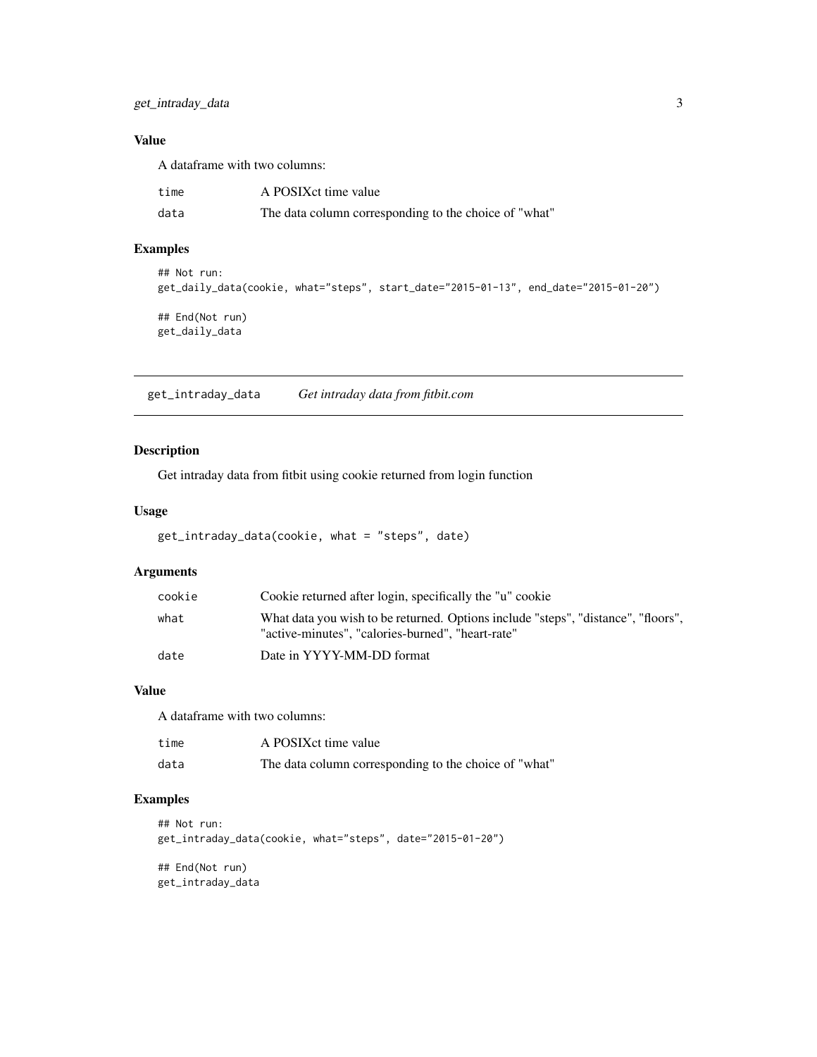### Value

A dataframe with two columns:

| | |
|---|---|
| time | A POSIXct time value |
| data | The data column corresponding to the choice of "what" |

### Examples

```
## Not run:
get_daily_data(cookie, what="steps", start_date="2015-01-13", end_date="2015-01-20")

## End(Not run)
get_daily_data
```

## get_intraday_data    *Get intraday data from fitbit.com*

### Description

Get intraday data from fitbit using cookie returned from login function

### Usage

```
get_intraday_data(cookie, what = "steps", date)
```

### Arguments

| | |
|---|---|
| cookie | Cookie returned after login, specifically the "u" cookie |
| what | What data you wish to be returned. Options include "steps", "distance", "floors", "active-minutes", "calories-burned", "heart-rate" |
| date | Date in YYYY-MM-DD format |

### Value

A dataframe with two columns:

| | |
|---|---|
| time | A POSIXct time value |
| data | The data column corresponding to the choice of "what" |

### Examples

```
## Not run:
get_intraday_data(cookie, what="steps", date="2015-01-20")

## End(Not run)
get_intraday_data
```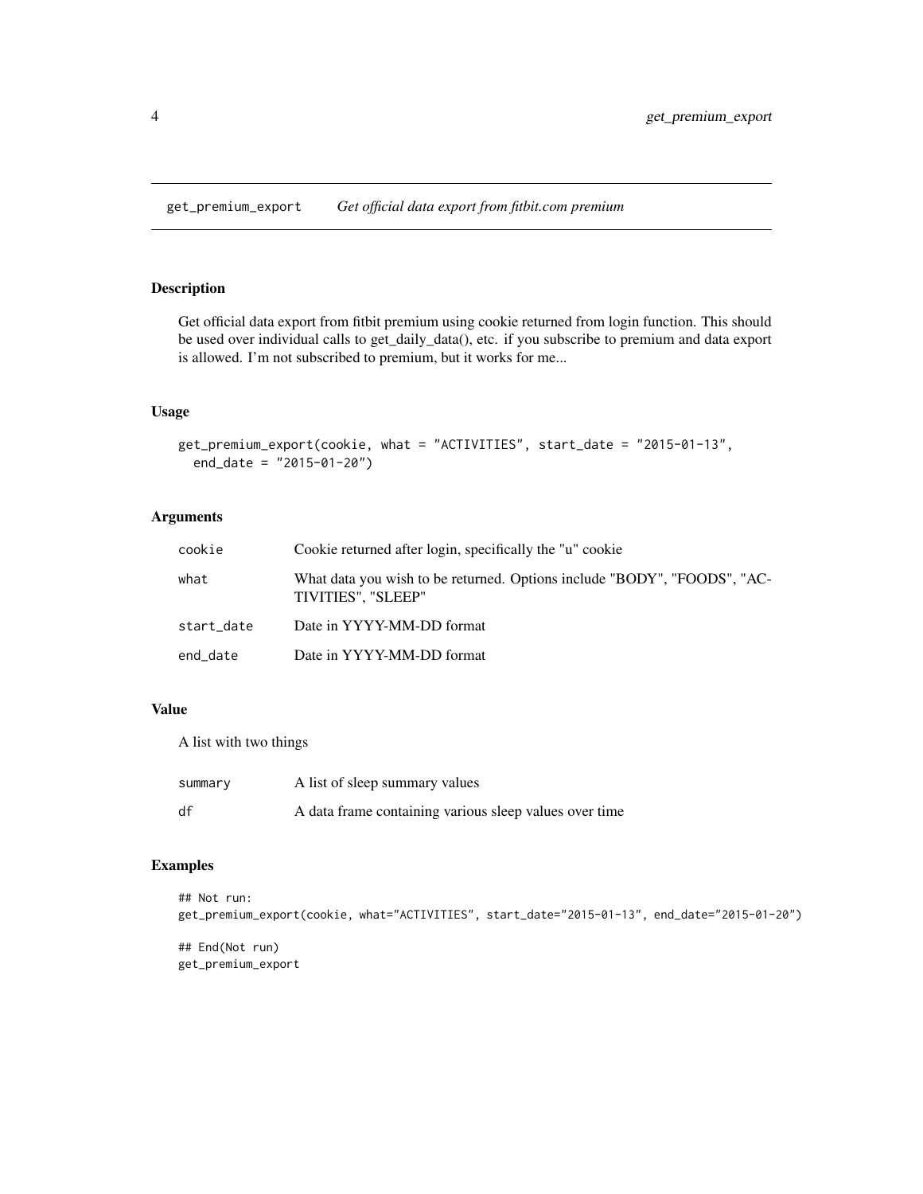get_premium_export — *Get official data export from fitbit.com premium*

### Description

Get official data export from fitbit premium using cookie returned from login function. This should be used over individual calls to get_daily_data(), etc. if you subscribe to premium and data export is allowed. I'm not subscribed to premium, but it works for me...

### Usage

```
get_premium_export(cookie, what = "ACTIVITIES", start_date = "2015-01-13",
  end_date = "2015-01-20")
```

### Arguments

| | |
|---|---|
| cookie | Cookie returned after login, specifically the "u" cookie |
| what | What data you wish to be returned. Options include "BODY", "FOODS", "ACTIVITIES", "SLEEP" |
| start_date | Date in YYYY-MM-DD format |
| end_date | Date in YYYY-MM-DD format |

### Value

A list with two things

| | |
|---|---|
| summary | A list of sleep summary values |
| df | A data frame containing various sleep values over time |

### Examples

```
## Not run:
get_premium_export(cookie, what="ACTIVITIES", start_date="2015-01-13", end_date="2015-01-20")

## End(Not run)
get_premium_export
```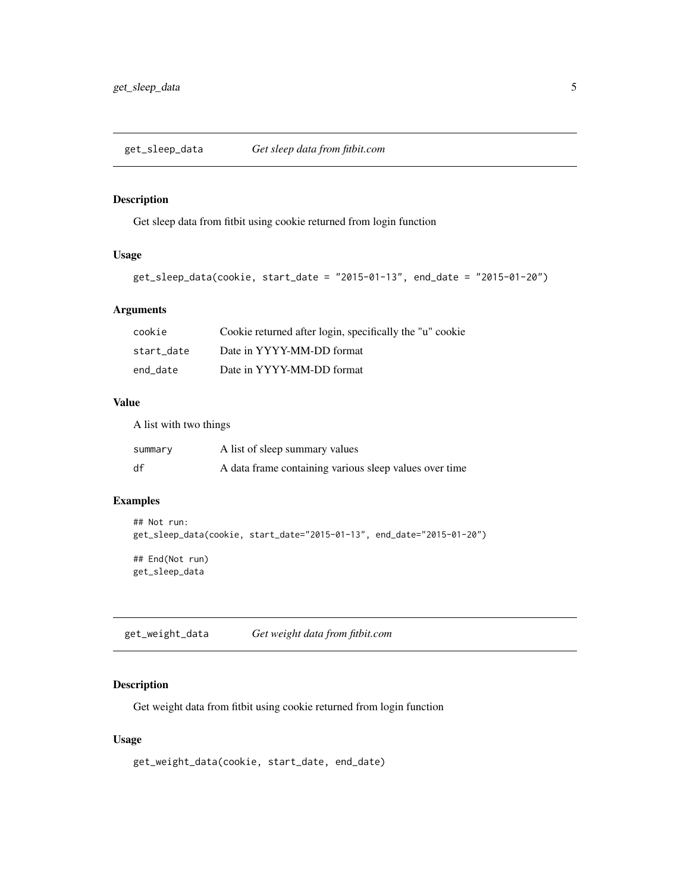## get_sleep_data — *Get sleep data from fitbit.com*

### Description

Get sleep data from fitbit using cookie returned from login function

### Usage

```
get_sleep_data(cookie, start_date = "2015-01-13", end_date = "2015-01-20")
```

### Arguments

| | |
|---|---|
| cookie | Cookie returned after login, specifically the "u" cookie |
| start_date | Date in YYYY-MM-DD format |
| end_date | Date in YYYY-MM-DD format |

### Value

A list with two things

| | |
|---|---|
| summary | A list of sleep summary values |
| df | A data frame containing various sleep values over time |

### Examples

```
## Not run:
get_sleep_data(cookie, start_date="2015-01-13", end_date="2015-01-20")

## End(Not run)
get_sleep_data
```

## get_weight_data — *Get weight data from fitbit.com*

### Description

Get weight data from fitbit using cookie returned from login function

### Usage

```
get_weight_data(cookie, start_date, end_date)
```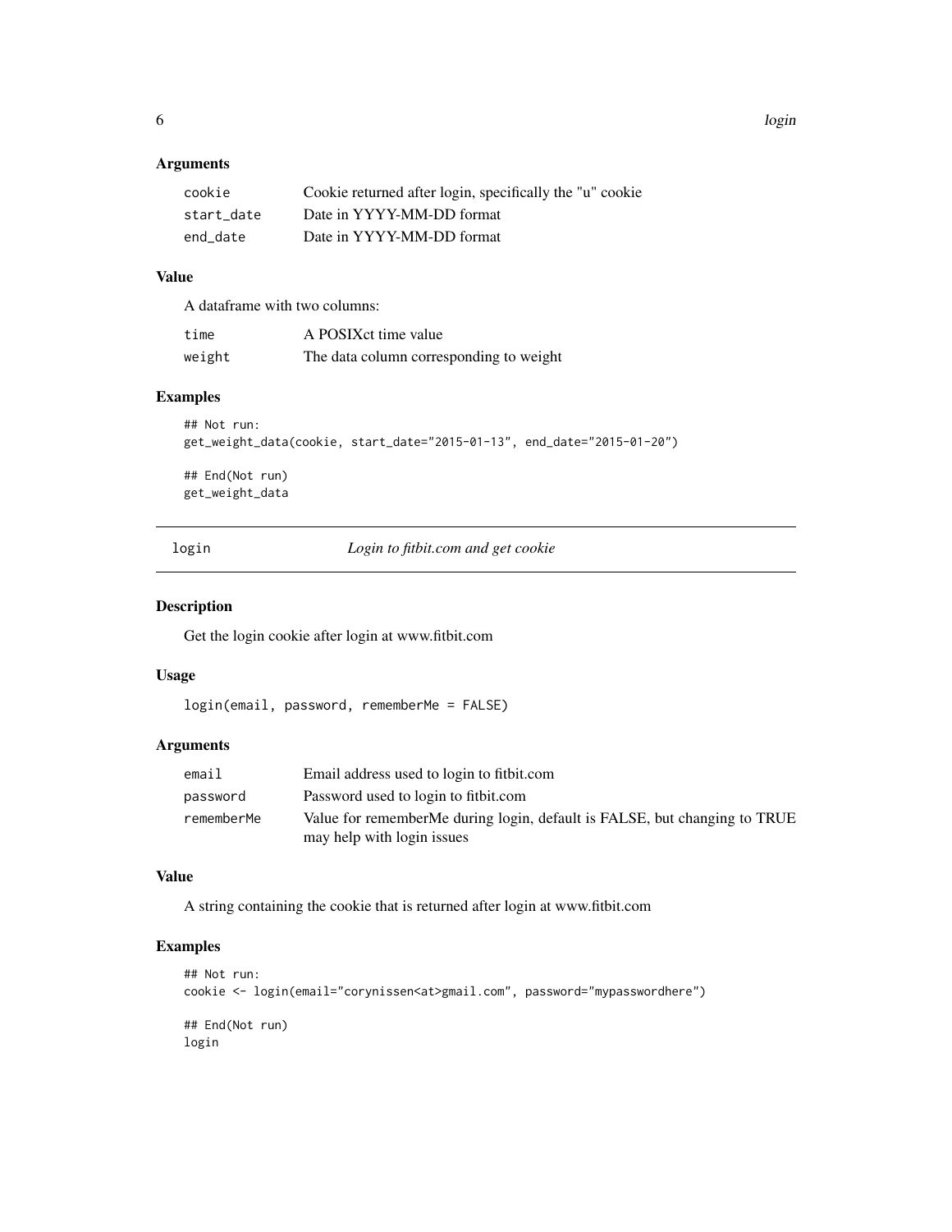### Arguments

| | |
|---|---|
| cookie | Cookie returned after login, specifically the "u" cookie |
| start_date | Date in YYYY-MM-DD format |
| end_date | Date in YYYY-MM-DD format |

### Value

A dataframe with two columns:

| | |
|---|---|
| time | A POSIXct time value |
| weight | The data column corresponding to weight |

### Examples

```
## Not run:
get_weight_data(cookie, start_date="2015-01-13", end_date="2015-01-20")

## End(Not run)
get_weight_data
```

---

## login *Login to fitbit.com and get cookie*

---

### Description

Get the login cookie after login at www.fitbit.com

### Usage

```
login(email, password, rememberMe = FALSE)
```

### Arguments

| | |
|---|---|
| email | Email address used to login to fitbit.com |
| password | Password used to login to fitbit.com |
| rememberMe | Value for rememberMe during login, default is FALSE, but changing to TRUE may help with login issues |

### Value

A string containing the cookie that is returned after login at www.fitbit.com

### Examples

```
## Not run:
cookie <- login(email="corynissen<at>gmail.com", password="mypasswordhere")

## End(Not run)
login
```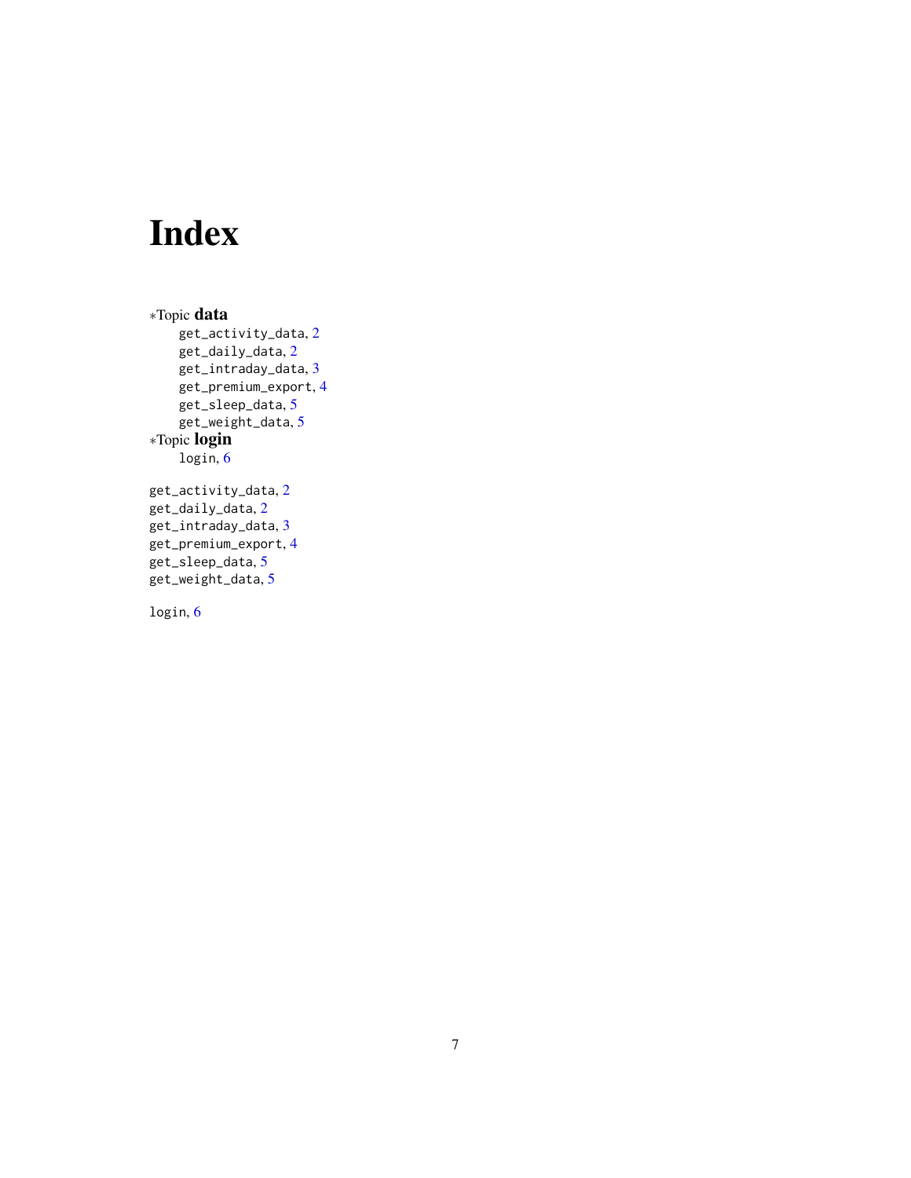# Index

*Topic **data**

- get_activity_data, 2
- get_daily_data, 2
- get_intraday_data, 3
- get_premium_export, 4
- get_sleep_data, 5
- get_weight_data, 5

*Topic **login**

- login, 6

get_activity_data, 2
get_daily_data, 2
get_intraday_data, 3
get_premium_export, 4
get_sleep_data, 5
get_weight_data, 5

login, 6